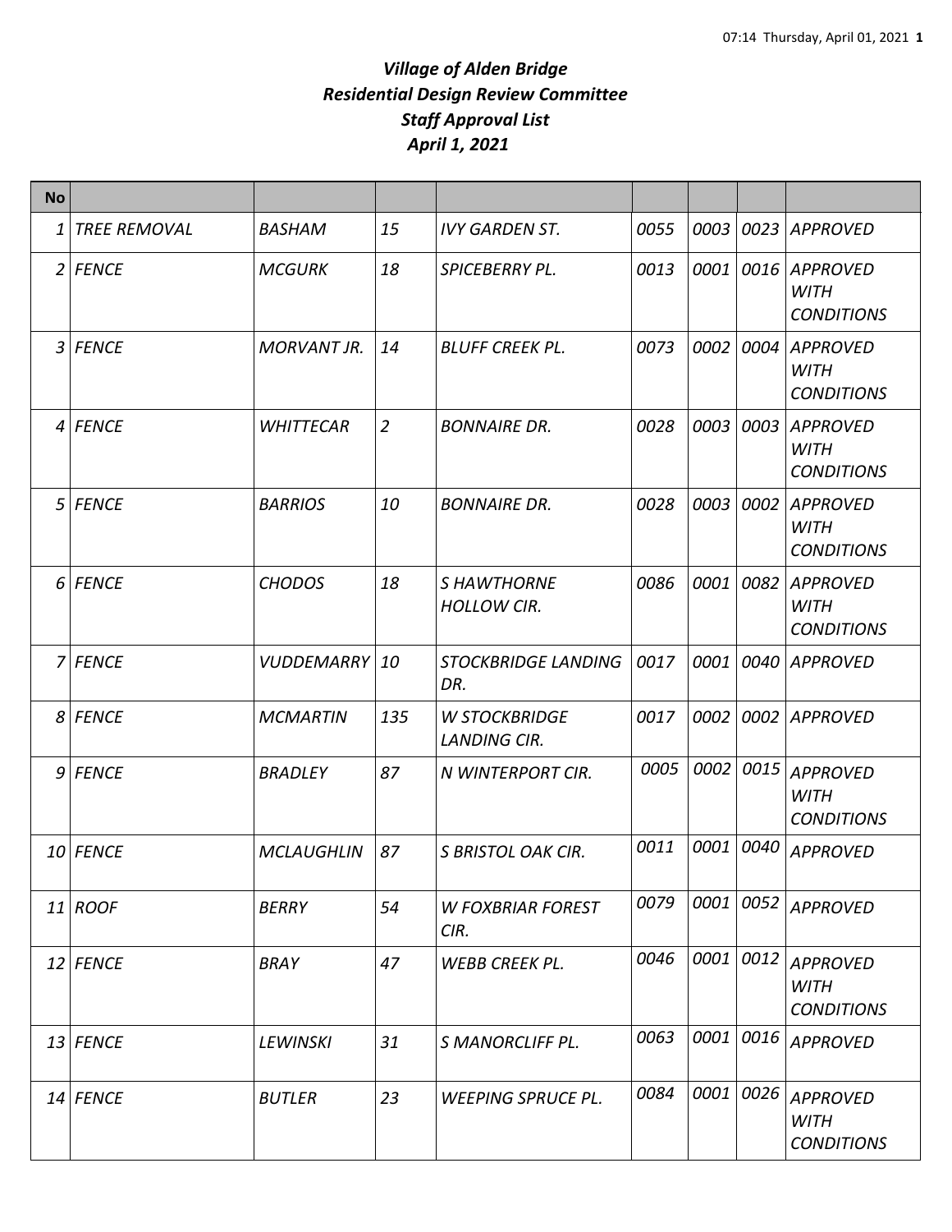# *Village of Alden Bridge*
## *Residential Design Review Committee*
## *Staff Approval List*
## *April 1, 2021*

| No | | | | | | | | |
|---|---|---|---|---|---|---|---|---|
| 1 | TREE REMOVAL | BASHAM | 15 | IVY GARDEN ST. | 0055 | 0003 | 0023 | APPROVED |
| 2 | FENCE | MCGURK | 18 | SPICEBERRY PL. | 0013 | 0001 | 0016 | APPROVED WITH CONDITIONS |
| 3 | FENCE | MORVANT JR. | 14 | BLUFF CREEK PL. | 0073 | 0002 | 0004 | APPROVED WITH CONDITIONS |
| 4 | FENCE | WHITTECAR | 2 | BONNAIRE DR. | 0028 | 0003 | 0003 | APPROVED WITH CONDITIONS |
| 5 | FENCE | BARRIOS | 10 | BONNAIRE DR. | 0028 | 0003 | 0002 | APPROVED WITH CONDITIONS |
| 6 | FENCE | CHODOS | 18 | S HAWTHORNE HOLLOW CIR. | 0086 | 0001 | 0082 | APPROVED WITH CONDITIONS |
| 7 | FENCE | VUDDEMARRY | 10 | STOCKBRIDGE LANDING DR. | 0017 | 0001 | 0040 | APPROVED |
| 8 | FENCE | MCMARTIN | 135 | W STOCKBRIDGE LANDING CIR. | 0017 | 0002 | 0002 | APPROVED |
| 9 | FENCE | BRADLEY | 87 | N WINTERPORT CIR. | 0005 | 0002 | 0015 | APPROVED WITH CONDITIONS |
| 10 | FENCE | MCLAUGHLIN | 87 | S BRISTOL OAK CIR. | 0011 | 0001 | 0040 | APPROVED |
| 11 | ROOF | BERRY | 54 | W FOXBRIAR FOREST CIR. | 0079 | 0001 | 0052 | APPROVED |
| 12 | FENCE | BRAY | 47 | WEBB CREEK PL. | 0046 | 0001 | 0012 | APPROVED WITH CONDITIONS |
| 13 | FENCE | LEWINSKI | 31 | S MANORCLIFF PL. | 0063 | 0001 | 0016 | APPROVED |
| 14 | FENCE | BUTLER | 23 | WEEPING SPRUCE PL. | 0084 | 0001 | 0026 | APPROVED WITH CONDITIONS |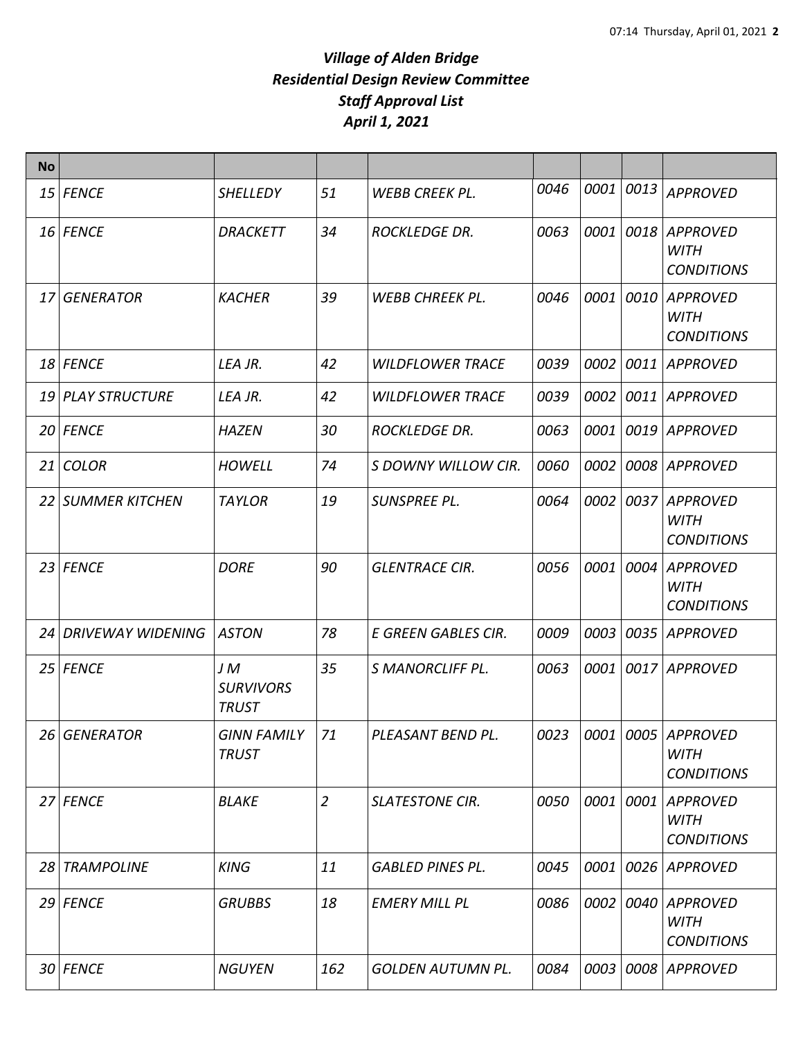***Village of Alden Bridge***
***Residential Design Review Committee***
***Staff Approval List***
***April 1, 2021***

| No | | | | | | | | |
|---|---|---|---|---|---|---|---|---|
| 15 | FENCE | SHELLEDY | 51 | WEBB CREEK PL. | 0046 | 0001 | 0013 | APPROVED |
| 16 | FENCE | DRACKETT | 34 | ROCKLEDGE DR. | 0063 | 0001 | 0018 | APPROVED WITH CONDITIONS |
| 17 | GENERATOR | KACHER | 39 | WEBB CHREEK PL. | 0046 | 0001 | 0010 | APPROVED WITH CONDITIONS |
| 18 | FENCE | LEA JR. | 42 | WILDFLOWER TRACE | 0039 | 0002 | 0011 | APPROVED |
| 19 | PLAY STRUCTURE | LEA JR. | 42 | WILDFLOWER TRACE | 0039 | 0002 | 0011 | APPROVED |
| 20 | FENCE | HAZEN | 30 | ROCKLEDGE DR. | 0063 | 0001 | 0019 | APPROVED |
| 21 | COLOR | HOWELL | 74 | S DOWNY WILLOW CIR. | 0060 | 0002 | 0008 | APPROVED |
| 22 | SUMMER KITCHEN | TAYLOR | 19 | SUNSPREE PL. | 0064 | 0002 | 0037 | APPROVED WITH CONDITIONS |
| 23 | FENCE | DORE | 90 | GLENTRACE CIR. | 0056 | 0001 | 0004 | APPROVED WITH CONDITIONS |
| 24 | DRIVEWAY WIDENING | ASTON | 78 | E GREEN GABLES CIR. | 0009 | 0003 | 0035 | APPROVED |
| 25 | FENCE | J M SURVIVORS TRUST | 35 | S MANORCLIFF PL. | 0063 | 0001 | 0017 | APPROVED |
| 26 | GENERATOR | GINN FAMILY TRUST | 71 | PLEASANT BEND PL. | 0023 | 0001 | 0005 | APPROVED WITH CONDITIONS |
| 27 | FENCE | BLAKE | 2 | SLATESTONE CIR. | 0050 | 0001 | 0001 | APPROVED WITH CONDITIONS |
| 28 | TRAMPOLINE | KING | 11 | GABLED PINES PL. | 0045 | 0001 | 0026 | APPROVED |
| 29 | FENCE | GRUBBS | 18 | EMERY MILL PL | 0086 | 0002 | 0040 | APPROVED WITH CONDITIONS |
| 30 | FENCE | NGUYEN | 162 | GOLDEN AUTUMN PL. | 0084 | 0003 | 0008 | APPROVED |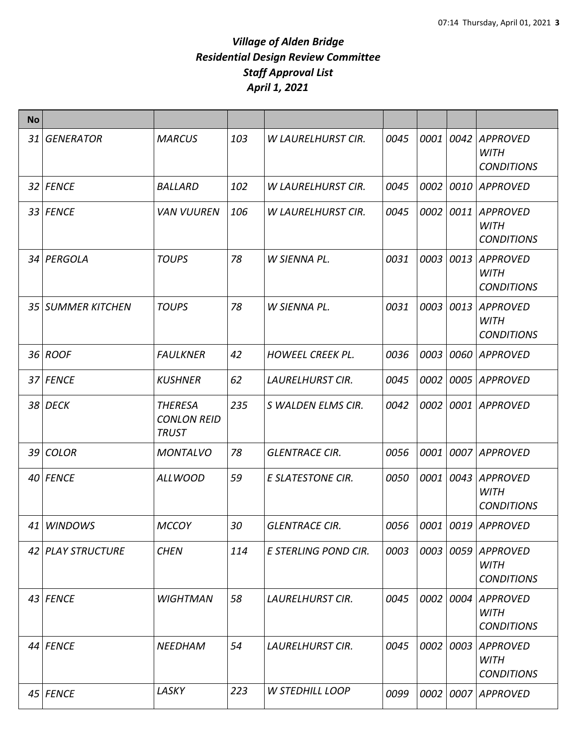# *Village of Alden Bridge*
# *Residential Design Review Committee*
# *Staff Approval List*
# *April 1, 2021*

| No | | | | | | | | |
|---|---|---|---|---|---|---|---|---|
| 31 | GENERATOR | MARCUS | 103 | W LAURELHURST CIR. | 0045 | 0001 | 0042 | APPROVED WITH CONDITIONS |
| 32 | FENCE | BALLARD | 102 | W LAURELHURST CIR. | 0045 | 0002 | 0010 | APPROVED |
| 33 | FENCE | VAN VUUREN | 106 | W LAURELHURST CIR. | 0045 | 0002 | 0011 | APPROVED WITH CONDITIONS |
| 34 | PERGOLA | TOUPS | 78 | W SIENNA PL. | 0031 | 0003 | 0013 | APPROVED WITH CONDITIONS |
| 35 | SUMMER KITCHEN | TOUPS | 78 | W SIENNA PL. | 0031 | 0003 | 0013 | APPROVED WITH CONDITIONS |
| 36 | ROOF | FAULKNER | 42 | HOWEEL CREEK PL. | 0036 | 0003 | 0060 | APPROVED |
| 37 | FENCE | KUSHNER | 62 | LAURELHURST CIR. | 0045 | 0002 | 0005 | APPROVED |
| 38 | DECK | THERESA CONLON REID TRUST | 235 | S WALDEN ELMS CIR. | 0042 | 0002 | 0001 | APPROVED |
| 39 | COLOR | MONTALVO | 78 | GLENTRACE CIR. | 0056 | 0001 | 0007 | APPROVED |
| 40 | FENCE | ALLWOOD | 59 | E SLATESTONE CIR. | 0050 | 0001 | 0043 | APPROVED WITH CONDITIONS |
| 41 | WINDOWS | MCCOY | 30 | GLENTRACE CIR. | 0056 | 0001 | 0019 | APPROVED |
| 42 | PLAY STRUCTURE | CHEN | 114 | E STERLING POND CIR. | 0003 | 0003 | 0059 | APPROVED WITH CONDITIONS |
| 43 | FENCE | WIGHTMAN | 58 | LAURELHURST CIR. | 0045 | 0002 | 0004 | APPROVED WITH CONDITIONS |
| 44 | FENCE | NEEDHAM | 54 | LAURELHURST CIR. | 0045 | 0002 | 0003 | APPROVED WITH CONDITIONS |
| 45 | FENCE | LASKY | 223 | W STEDHILL LOOP | 0099 | 0002 | 0007 | APPROVED |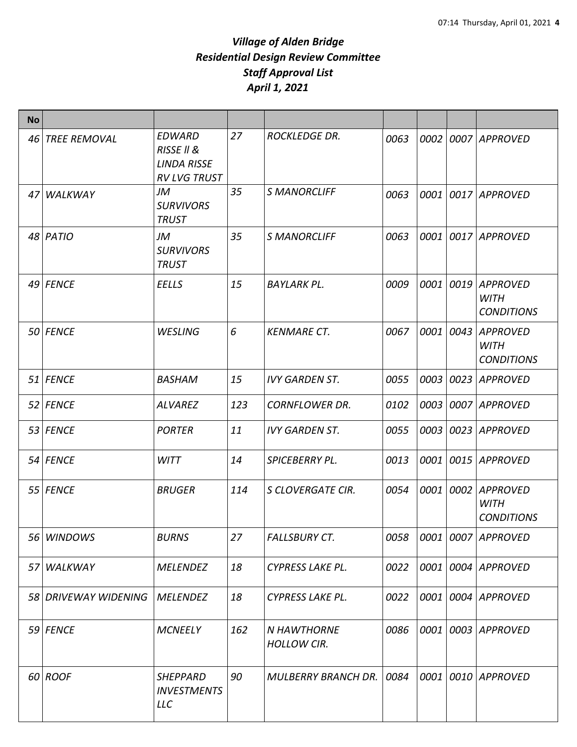# *Village of Alden Bridge*
## *Residential Design Review Committee*
## *Staff Approval List*
## *April 1, 2021*

| No | | | | | | | | |
|---|---|---|---|---|---|---|---|---|
| 46 | *TREE REMOVAL* | *EDWARD RISSE ll & LINDA RISSE RV LVG TRUST* | *27* | *ROCKLEDGE DR.* | *0063* | *0002* | *0007* | *APPROVED* |
| 47 | *WALKWAY* | *JM SURVIVORS TRUST* | *35* | *S MANORCLIFF* | *0063* | *0001* | *0017* | *APPROVED* |
| 48 | *PATIO* | *JM SURVIVORS TRUST* | *35* | *S MANORCLIFF* | *0063* | *0001* | *0017* | *APPROVED* |
| 49 | *FENCE* | *EELLS* | *15* | *BAYLARK PL.* | *0009* | *0001* | *0019* | *APPROVED WITH CONDITIONS* |
| 50 | *FENCE* | *WESLING* | *6* | *KENMARE CT.* | *0067* | *0001* | *0043* | *APPROVED WITH CONDITIONS* |
| 51 | *FENCE* | *BASHAM* | *15* | *IVY GARDEN ST.* | *0055* | *0003* | *0023* | *APPROVED* |
| 52 | *FENCE* | *ALVAREZ* | *123* | *CORNFLOWER DR.* | *0102* | *0003* | *0007* | *APPROVED* |
| 53 | *FENCE* | *PORTER* | *11* | *IVY GARDEN ST.* | *0055* | *0003* | *0023* | *APPROVED* |
| 54 | *FENCE* | *WITT* | *14* | *SPICEBERRY PL.* | *0013* | *0001* | *0015* | *APPROVED* |
| 55 | *FENCE* | *BRUGER* | *114* | *S CLOVERGATE CIR.* | *0054* | *0001* | *0002* | *APPROVED WITH CONDITIONS* |
| 56 | *WINDOWS* | *BURNS* | *27* | *FALLSBURY CT.* | *0058* | *0001* | *0007* | *APPROVED* |
| 57 | *WALKWAY* | *MELENDEZ* | *18* | *CYPRESS LAKE PL.* | *0022* | *0001* | *0004* | *APPROVED* |
| 58 | *DRIVEWAY WIDENING* | *MELENDEZ* | *18* | *CYPRESS LAKE PL.* | *0022* | *0001* | *0004* | *APPROVED* |
| 59 | *FENCE* | *MCNEELY* | *162* | *N HAWTHORNE HOLLOW CIR.* | *0086* | *0001* | *0003* | *APPROVED* |
| 60 | *ROOF* | *SHEPPARD INVESTMENTS LLC* | *90* | *MULBERRY BRANCH DR.* | *0084* | *0001* | *0010* | *APPROVED* |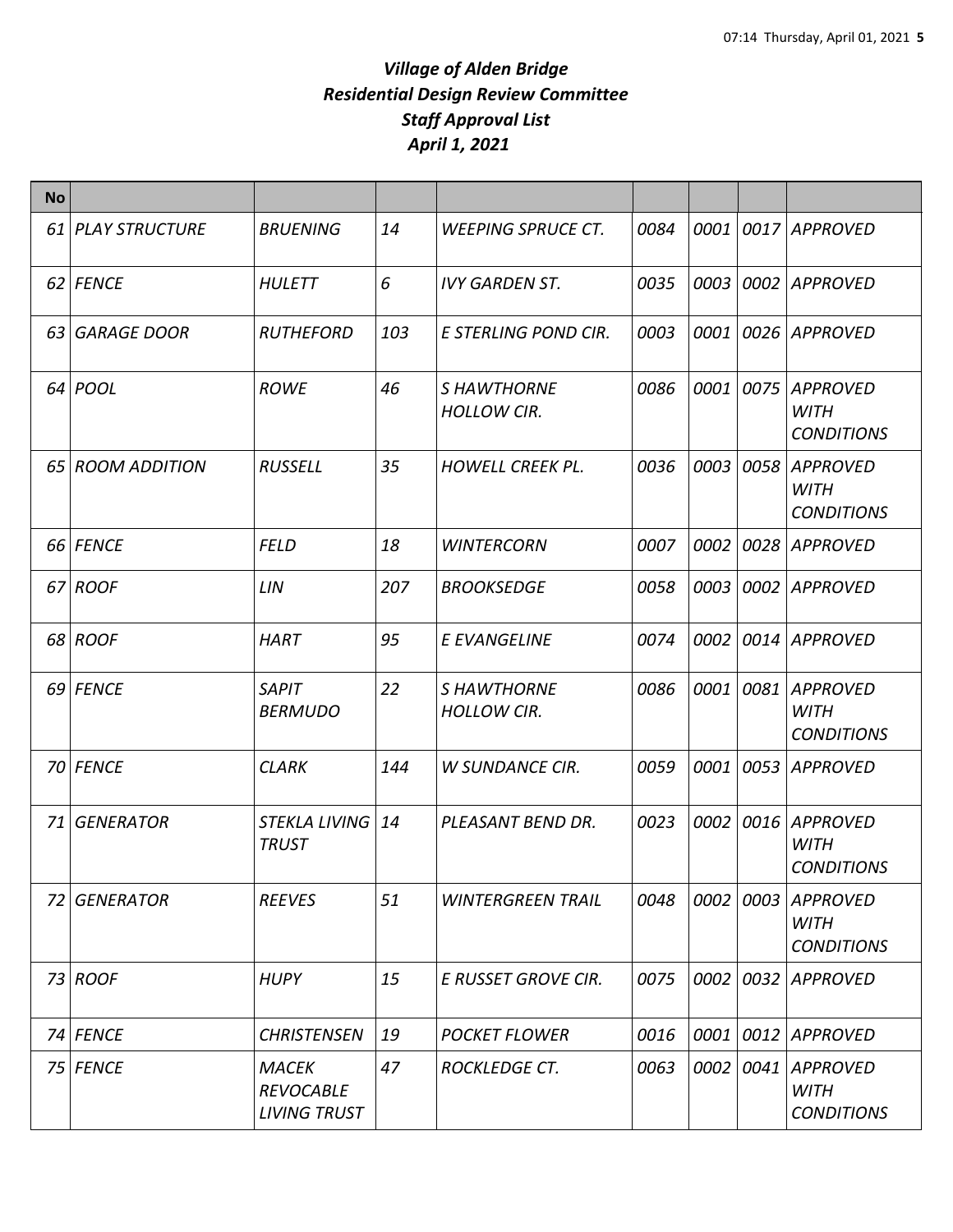# *Village of Alden Bridge*
# *Residential Design Review Committee*
# *Staff Approval List*
# *April 1, 2021*

| No | | | | | | | | |
|---|---|---|---|---|---|---|---|---|
| 61 | *PLAY STRUCTURE* | *BRUENING* | *14* | *WEEPING SPRUCE CT.* | *0084* | *0001* | *0017* | *APPROVED* |
| 62 | *FENCE* | *HULETT* | *6* | *IVY GARDEN ST.* | *0035* | *0003* | *0002* | *APPROVED* |
| 63 | *GARAGE DOOR* | *RUTHEFORD* | *103* | *E STERLING POND CIR.* | *0003* | *0001* | *0026* | *APPROVED* |
| 64 | *POOL* | *ROWE* | *46* | *S HAWTHORNE HOLLOW CIR.* | *0086* | *0001* | *0075* | *APPROVED WITH CONDITIONS* |
| 65 | *ROOM ADDITION* | *RUSSELL* | *35* | *HOWELL CREEK PL.* | *0036* | *0003* | *0058* | *APPROVED WITH CONDITIONS* |
| 66 | *FENCE* | *FELD* | *18* | *WINTERCORN* | *0007* | *0002* | *0028* | *APPROVED* |
| 67 | *ROOF* | *LIN* | *207* | *BROOKSEDGE* | *0058* | *0003* | *0002* | *APPROVED* |
| 68 | *ROOF* | *HART* | *95* | *E EVANGELINE* | *0074* | *0002* | *0014* | *APPROVED* |
| 69 | *FENCE* | *SAPIT BERMUDO* | *22* | *S HAWTHORNE HOLLOW CIR.* | *0086* | *0001* | *0081* | *APPROVED WITH CONDITIONS* |
| 70 | *FENCE* | *CLARK* | *144* | *W SUNDANCE CIR.* | *0059* | *0001* | *0053* | *APPROVED* |
| 71 | *GENERATOR* | *STEKLA LIVING TRUST* | *14* | *PLEASANT BEND DR.* | *0023* | *0002* | *0016* | *APPROVED WITH CONDITIONS* |
| 72 | *GENERATOR* | *REEVES* | *51* | *WINTERGREEN TRAIL* | *0048* | *0002* | *0003* | *APPROVED WITH CONDITIONS* |
| 73 | *ROOF* | *HUPY* | *15* | *E RUSSET GROVE CIR.* | *0075* | *0002* | *0032* | *APPROVED* |
| 74 | *FENCE* | *CHRISTENSEN* | *19* | *POCKET FLOWER* | *0016* | *0001* | *0012* | *APPROVED* |
| 75 | *FENCE* | *MACEK REVOCABLE LIVING TRUST* | *47* | *ROCKLEDGE CT.* | *0063* | *0002* | *0041* | *APPROVED WITH CONDITIONS* |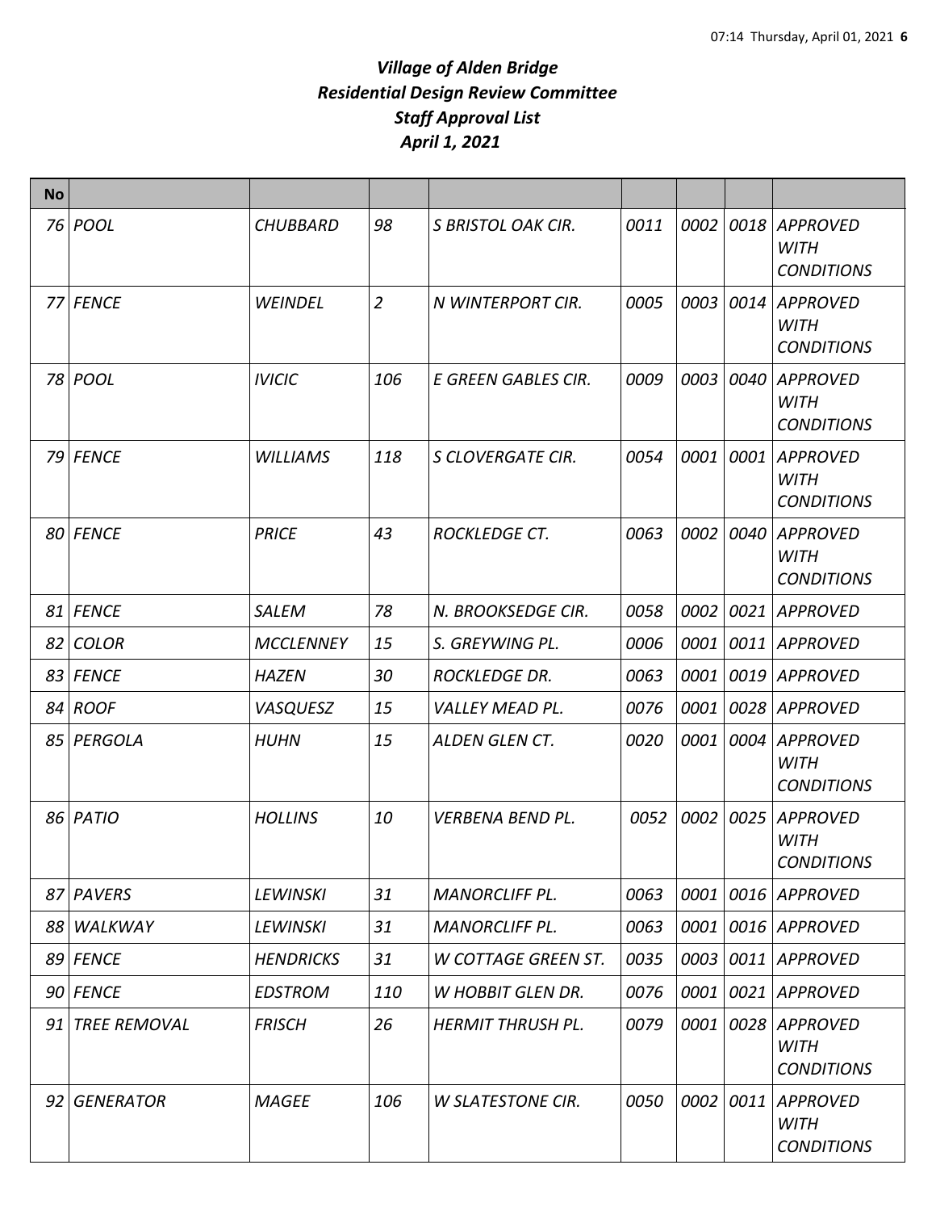# *Village of Alden Bridge*
# *Residential Design Review Committee*
# *Staff Approval List*
# *April 1, 2021*

| No | | | | | | | | |
|---|---|---|---|---|---|---|---|---|
| 76 | POOL | CHUBBARD | 98 | S BRISTOL OAK CIR. | 0011 | 0002 | 0018 | APPROVED WITH CONDITIONS |
| 77 | FENCE | WEINDEL | 2 | N WINTERPORT CIR. | 0005 | 0003 | 0014 | APPROVED WITH CONDITIONS |
| 78 | POOL | IVICIC | 106 | E GREEN GABLES CIR. | 0009 | 0003 | 0040 | APPROVED WITH CONDITIONS |
| 79 | FENCE | WILLIAMS | 118 | S CLOVERGATE CIR. | 0054 | 0001 | 0001 | APPROVED WITH CONDITIONS |
| 80 | FENCE | PRICE | 43 | ROCKLEDGE CT. | 0063 | 0002 | 0040 | APPROVED WITH CONDITIONS |
| 81 | FENCE | SALEM | 78 | N. BROOKSEDGE CIR. | 0058 | 0002 | 0021 | APPROVED |
| 82 | COLOR | MCCLENNEY | 15 | S. GREYWING PL. | 0006 | 0001 | 0011 | APPROVED |
| 83 | FENCE | HAZEN | 30 | ROCKLEDGE DR. | 0063 | 0001 | 0019 | APPROVED |
| 84 | ROOF | VASQUESZ | 15 | VALLEY MEAD PL. | 0076 | 0001 | 0028 | APPROVED |
| 85 | PERGOLA | HUHN | 15 | ALDEN GLEN CT. | 0020 | 0001 | 0004 | APPROVED WITH CONDITIONS |
| 86 | PATIO | HOLLINS | 10 | VERBENA BEND PL. | 0052 | 0002 | 0025 | APPROVED WITH CONDITIONS |
| 87 | PAVERS | LEWINSKI | 31 | MANORCLIFF PL. | 0063 | 0001 | 0016 | APPROVED |
| 88 | WALKWAY | LEWINSKI | 31 | MANORCLIFF PL. | 0063 | 0001 | 0016 | APPROVED |
| 89 | FENCE | HENDRICKS | 31 | W COTTAGE GREEN ST. | 0035 | 0003 | 0011 | APPROVED |
| 90 | FENCE | EDSTROM | 110 | W HOBBIT GLEN DR. | 0076 | 0001 | 0021 | APPROVED |
| 91 | TREE REMOVAL | FRISCH | 26 | HERMIT THRUSH PL. | 0079 | 0001 | 0028 | APPROVED WITH CONDITIONS |
| 92 | GENERATOR | MAGEE | 106 | W SLATESTONE CIR. | 0050 | 0002 | 0011 | APPROVED WITH CONDITIONS |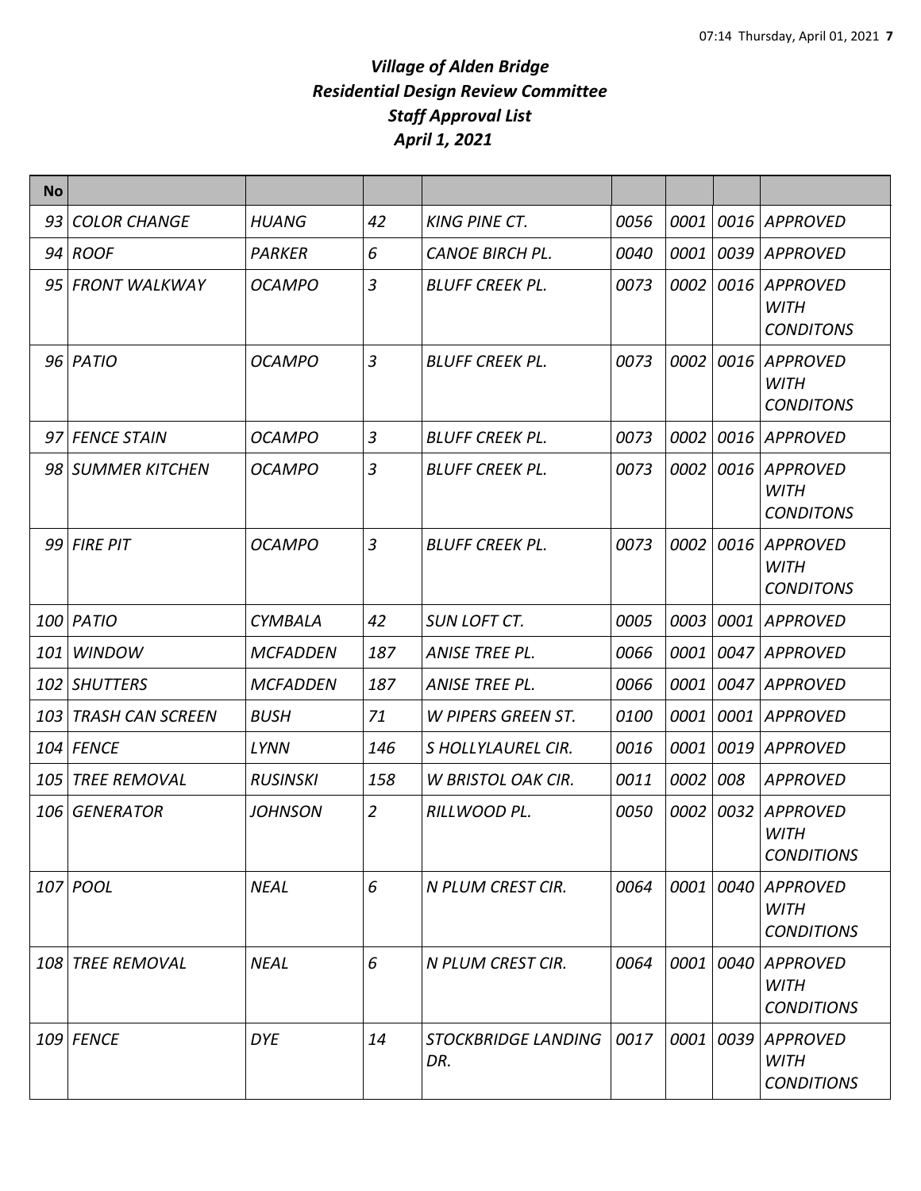# *Village of Alden Bridge*
# *Residential Design Review Committee*
# *Staff Approval List*
# *April 1, 2021*

| No | | | | | | | | |
|---|---|---|---|---|---|---|---|---|
| 93 | COLOR CHANGE | HUANG | 42 | KING PINE CT. | 0056 | 0001 | 0016 | APPROVED |
| 94 | ROOF | PARKER | 6 | CANOE BIRCH PL. | 0040 | 0001 | 0039 | APPROVED |
| 95 | FRONT WALKWAY | OCAMPO | 3 | BLUFF CREEK PL. | 0073 | 0002 | 0016 | APPROVED WITH CONDITONS |
| 96 | PATIO | OCAMPO | 3 | BLUFF CREEK PL. | 0073 | 0002 | 0016 | APPROVED WITH CONDITONS |
| 97 | FENCE STAIN | OCAMPO | 3 | BLUFF CREEK PL. | 0073 | 0002 | 0016 | APPROVED |
| 98 | SUMMER KITCHEN | OCAMPO | 3 | BLUFF CREEK PL. | 0073 | 0002 | 0016 | APPROVED WITH CONDITONS |
| 99 | FIRE PIT | OCAMPO | 3 | BLUFF CREEK PL. | 0073 | 0002 | 0016 | APPROVED WITH CONDITONS |
| 100 | PATIO | CYMBALA | 42 | SUN LOFT CT. | 0005 | 0003 | 0001 | APPROVED |
| 101 | WINDOW | MCFADDEN | 187 | ANISE TREE PL. | 0066 | 0001 | 0047 | APPROVED |
| 102 | SHUTTERS | MCFADDEN | 187 | ANISE TREE PL. | 0066 | 0001 | 0047 | APPROVED |
| 103 | TRASH CAN SCREEN | BUSH | 71 | W PIPERS GREEN ST. | 0100 | 0001 | 0001 | APPROVED |
| 104 | FENCE | LYNN | 146 | S HOLLYLAUREL CIR. | 0016 | 0001 | 0019 | APPROVED |
| 105 | TREE REMOVAL | RUSINSKI | 158 | W BRISTOL OAK CIR. | 0011 | 0002 | 008 | APPROVED |
| 106 | GENERATOR | JOHNSON | 2 | RILLWOOD PL. | 0050 | 0002 | 0032 | APPROVED WITH CONDITIONS |
| 107 | POOL | NEAL | 6 | N PLUM CREST CIR. | 0064 | 0001 | 0040 | APPROVED WITH CONDITIONS |
| 108 | TREE REMOVAL | NEAL | 6 | N PLUM CREST CIR. | 0064 | 0001 | 0040 | APPROVED WITH CONDITIONS |
| 109 | FENCE | DYE | 14 | STOCKBRIDGE LANDING DR. | 0017 | 0001 | 0039 | APPROVED WITH CONDITIONS |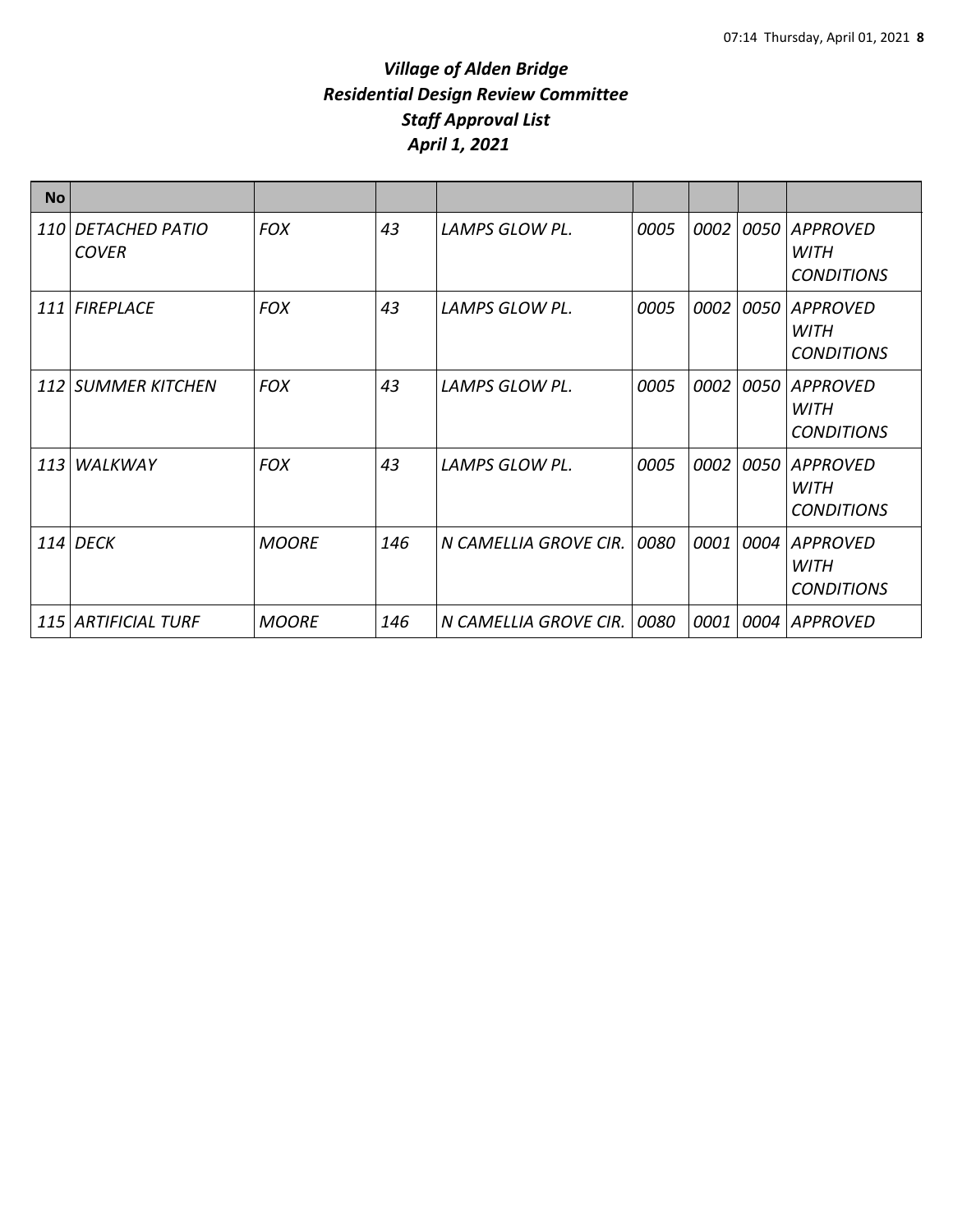# *Village of Alden Bridge*
# *Residential Design Review Committee*
# *Staff Approval List*
# *April 1, 2021*

| No | | | | | | | | |
|---|---|---|---|---|---|---|---|---|
| *110* | *DETACHED PATIO COVER* | *FOX* | *43* | *LAMPS GLOW PL.* | *0005* | *0002* | *0050* | *APPROVED WITH CONDITIONS* |
| *111* | *FIREPLACE* | *FOX* | *43* | *LAMPS GLOW PL.* | *0005* | *0002* | *0050* | *APPROVED WITH CONDITIONS* |
| *112* | *SUMMER KITCHEN* | *FOX* | *43* | *LAMPS GLOW PL.* | *0005* | *0002* | *0050* | *APPROVED WITH CONDITIONS* |
| *113* | *WALKWAY* | *FOX* | *43* | *LAMPS GLOW PL.* | *0005* | *0002* | *0050* | *APPROVED WITH CONDITIONS* |
| *114* | *DECK* | *MOORE* | *146* | *N CAMELLIA GROVE CIR.* | *0080* | *0001* | *0004* | *APPROVED WITH CONDITIONS* |
| *115* | *ARTIFICIAL TURF* | *MOORE* | *146* | *N CAMELLIA GROVE CIR.* | *0080* | *0001* | *0004* | *APPROVED* |